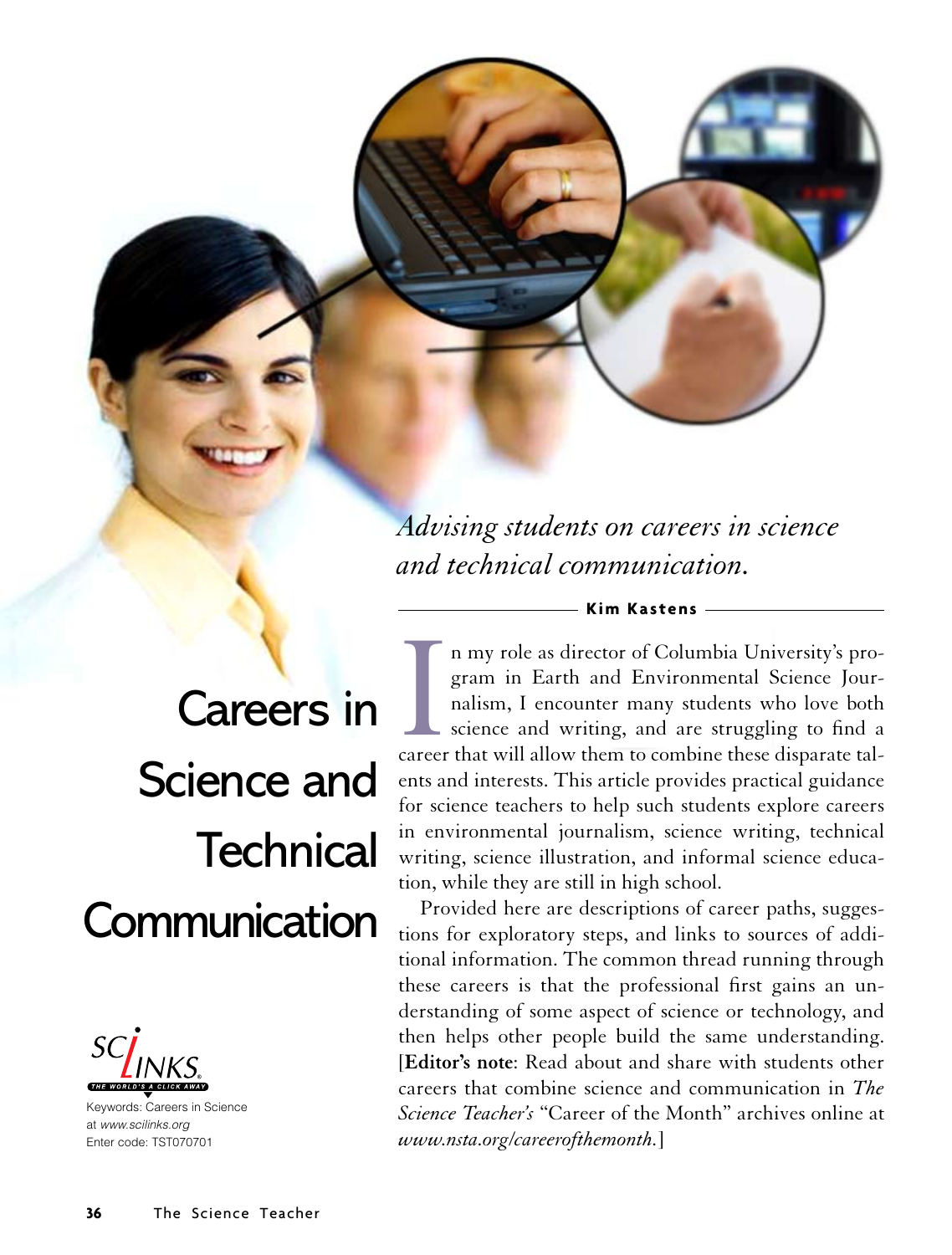# Careers in Science and Technical Communication

*Advising students on careers in science and technical communication.*

**Kim Kastens**

SCiLINKS THE WORLD'S A CLICK AWAY
Keywords: Careers in Science
at *www.scilinks.org*
Enter code: TST070701

In my role as director of Columbia University's program in Earth and Environmental Science Journalism, I encounter many students who love both science and writing, and are struggling to find a career that will allow them to combine these disparate talents and interests. This article provides practical guidance for science teachers to help such students explore careers in environmental journalism, science writing, technical writing, science illustration, and informal science education, while they are still in high school.

Provided here are descriptions of career paths, suggestions for exploratory steps, and links to sources of additional information. The common thread running through these careers is that the professional first gains an understanding of some aspect of science or technology, and then helps other people build the same understanding. [**Editor's note**: Read about and share with students other careers that combine science and communication in *The Science Teacher's* "Career of the Month" archives online at *www.nsta.org/careerofthemonth.*]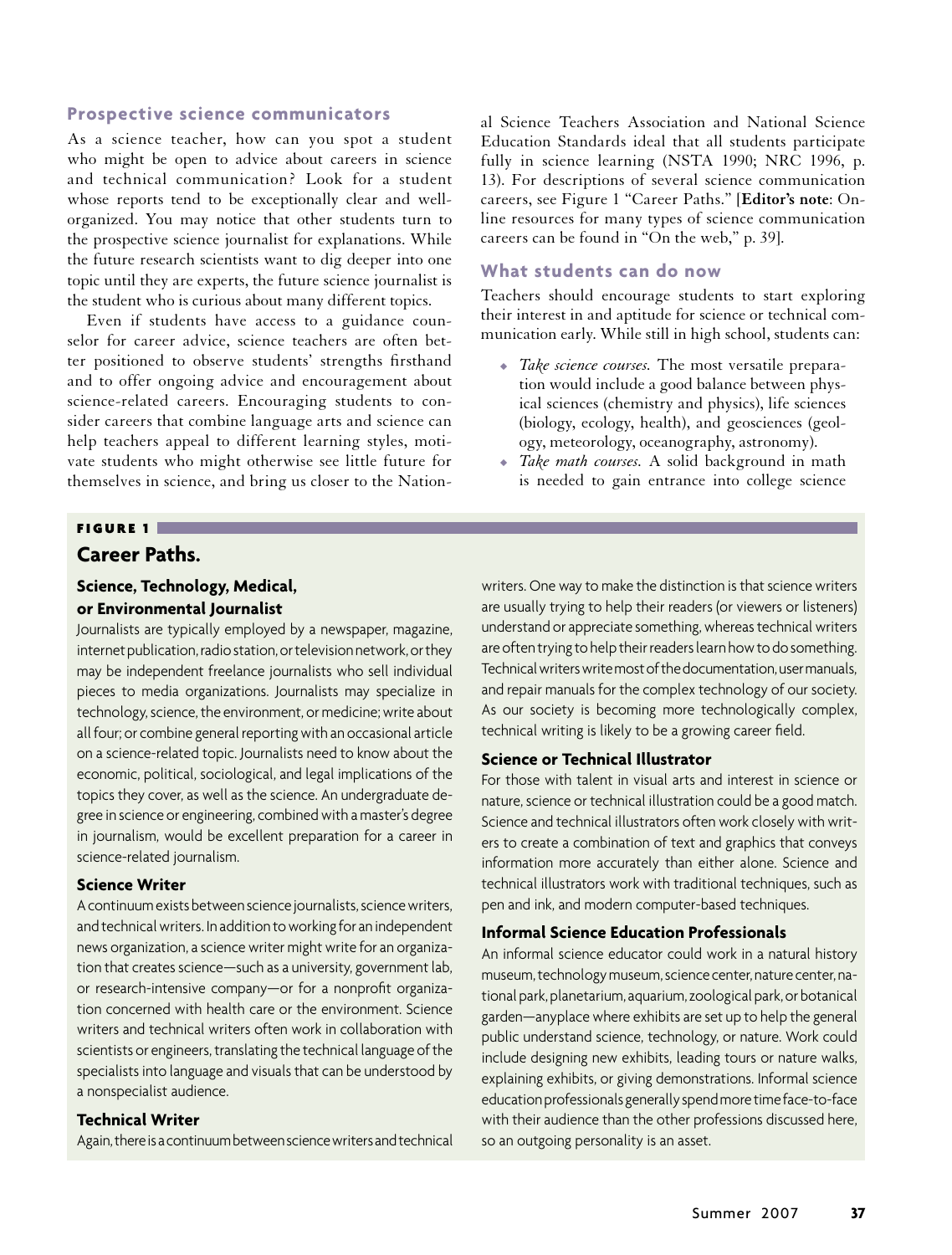## Prospective science communicators

As a science teacher, how can you spot a student who might be open to advice about careers in science and technical communication? Look for a student whose reports tend to be exceptionally clear and well-organized. You may notice that other students turn to the prospective science journalist for explanations. While the future research scientists want to dig deeper into one topic until they are experts, the future science journalist is the student who is curious about many different topics.

Even if students have access to a guidance counselor for career advice, science teachers are often better positioned to observe students' strengths firsthand and to offer ongoing advice and encouragement about science-related careers. Encouraging students to consider careers that combine language arts and science can help teachers appeal to different learning styles, motivate students who might otherwise see little future for themselves in science, and bring us closer to the National Science Teachers Association and National Science Education Standards ideal that all students participate fully in science learning (NSTA 1990; NRC 1996, p. 13). For descriptions of several science communication careers, see Figure 1 "Career Paths." [**Editor's note**: Online resources for many types of science communication careers can be found in "On the web," p. 39].

## What students can do now

Teachers should encourage students to start exploring their interest in and aptitude for science or technical communication early. While still in high school, students can:

- *Take science courses.* The most versatile preparation would include a good balance between physical sciences (chemistry and physics), life sciences (biology, ecology, health), and geosciences (geology, meteorology, oceanography, astronomy).
- *Take math courses.* A solid background in math is needed to gain entrance into college science

**FIGURE 1**

## Career Paths.

### Science, Technology, Medical, or Environmental Journalist

Journalists are typically employed by a newspaper, magazine, internet publication, radio station, or television network, or they may be independent freelance journalists who sell individual pieces to media organizations. Journalists may specialize in technology, science, the environment, or medicine; write about all four; or combine general reporting with an occasional article on a science-related topic. Journalists need to know about the economic, political, sociological, and legal implications of the topics they cover, as well as the science. An undergraduate degree in science or engineering, combined with a master's degree in journalism, would be excellent preparation for a career in science-related journalism.

### Science Writer

A continuum exists between science journalists, science writers, and technical writers. In addition to working for an independent news organization, a science writer might write for an organization that creates science—such as a university, government lab, or research-intensive company—or for a nonprofit organization concerned with health care or the environment. Science writers and technical writers often work in collaboration with scientists or engineers, translating the technical language of the specialists into language and visuals that can be understood by a nonspecialist audience.

### Technical Writer

Again, there is a continuum between science writers and technical writers. One way to make the distinction is that science writers are usually trying to help their readers (or viewers or listeners) understand or appreciate something, whereas technical writers are often trying to help their readers learn how to do something. Technical writers write most of the documentation, user manuals, and repair manuals for the complex technology of our society. As our society is becoming more technologically complex, technical writing is likely to be a growing career field.

### Science or Technical Illustrator

For those with talent in visual arts and interest in science or nature, science or technical illustration could be a good match. Science and technical illustrators often work closely with writers to create a combination of text and graphics that conveys information more accurately than either alone. Science and technical illustrators work with traditional techniques, such as pen and ink, and modern computer-based techniques.

### Informal Science Education Professionals

An informal science educator could work in a natural history museum, technology museum, science center, nature center, national park, planetarium, aquarium, zoological park, or botanical garden—anyplace where exhibits are set up to help the general public understand science, technology, or nature. Work could include designing new exhibits, leading tours or nature walks, explaining exhibits, or giving demonstrations. Informal science education professionals generally spend more time face-to-face with their audience than the other professions discussed here, so an outgoing personality is an asset.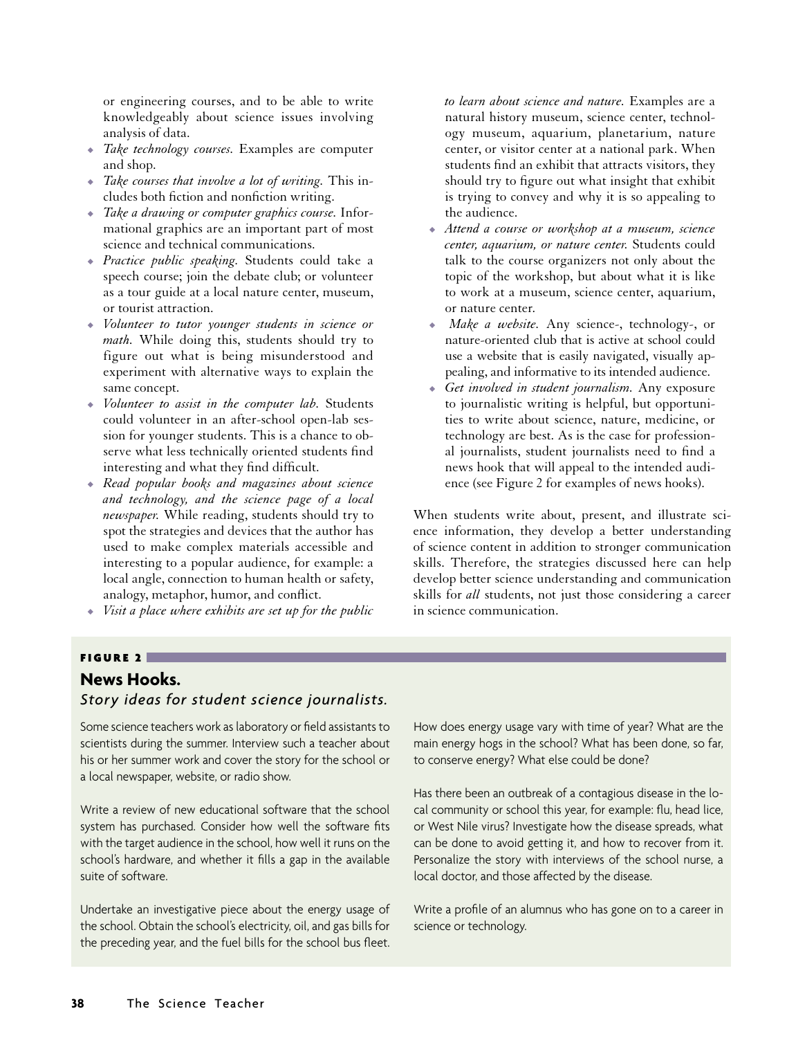or engineering courses, and to be able to write knowledgeably about science issues involving analysis of data.

- *Take technology courses.* Examples are computer and shop.
- *Take courses that involve a lot of writing.* This includes both fiction and nonfiction writing.
- *Take a drawing or computer graphics course.* Informational graphics are an important part of most science and technical communications.
- *Practice public speaking.* Students could take a speech course; join the debate club; or volunteer as a tour guide at a local nature center, museum, or tourist attraction.
- *Volunteer to tutor younger students in science or math.* While doing this, students should try to figure out what is being misunderstood and experiment with alternative ways to explain the same concept.
- *Volunteer to assist in the computer lab.* Students could volunteer in an after-school open-lab session for younger students. This is a chance to observe what less technically oriented students find interesting and what they find difficult.
- *Read popular books and magazines about science and technology, and the science page of a local newspaper.* While reading, students should try to spot the strategies and devices that the author has used to make complex materials accessible and interesting to a popular audience, for example: a local angle, connection to human health or safety, analogy, metaphor, humor, and conflict.
- *Visit a place where exhibits are set up for the public to learn about science and nature.* Examples are a natural history museum, science center, technology museum, aquarium, planetarium, nature center, or visitor center at a national park. When students find an exhibit that attracts visitors, they should try to figure out what insight that exhibit is trying to convey and why it is so appealing to the audience.
- *Attend a course or workshop at a museum, science center, aquarium, or nature center.* Students could talk to the course organizers not only about the topic of the workshop, but about what it is like to work at a museum, science center, aquarium, or nature center.
- *Make a website.* Any science-, technology-, or nature-oriented club that is active at school could use a website that is easily navigated, visually appealing, and informative to its intended audience.
- *Get involved in student journalism.* Any exposure to journalistic writing is helpful, but opportunities to write about science, nature, medicine, or technology are best. As is the case for professional journalists, student journalists need to find a news hook that will appeal to the intended audience (see Figure 2 for examples of news hooks).

When students write about, present, and illustrate science information, they develop a better understanding of science content in addition to stronger communication skills. Therefore, the strategies discussed here can help develop better science understanding and communication skills for *all* students, not just those considering a career in science communication.

**FIGURE 2**

**News Hooks.**

*Story ideas for student science journalists.*

Some science teachers work as laboratory or field assistants to scientists during the summer. Interview such a teacher about his or her summer work and cover the story for the school or a local newspaper, website, or radio show.

Write a review of new educational software that the school system has purchased. Consider how well the software fits with the target audience in the school, how well it runs on the school's hardware, and whether it fills a gap in the available suite of software.

Undertake an investigative piece about the energy usage of the school. Obtain the school's electricity, oil, and gas bills for the preceding year, and the fuel bills for the school bus fleet. How does energy usage vary with time of year? What are the main energy hogs in the school? What has been done, so far, to conserve energy? What else could be done?

Has there been an outbreak of a contagious disease in the local community or school this year, for example: flu, head lice, or West Nile virus? Investigate how the disease spreads, what can be done to avoid getting it, and how to recover from it. Personalize the story with interviews of the school nurse, a local doctor, and those affected by the disease.

Write a profile of an alumnus who has gone on to a career in science or technology.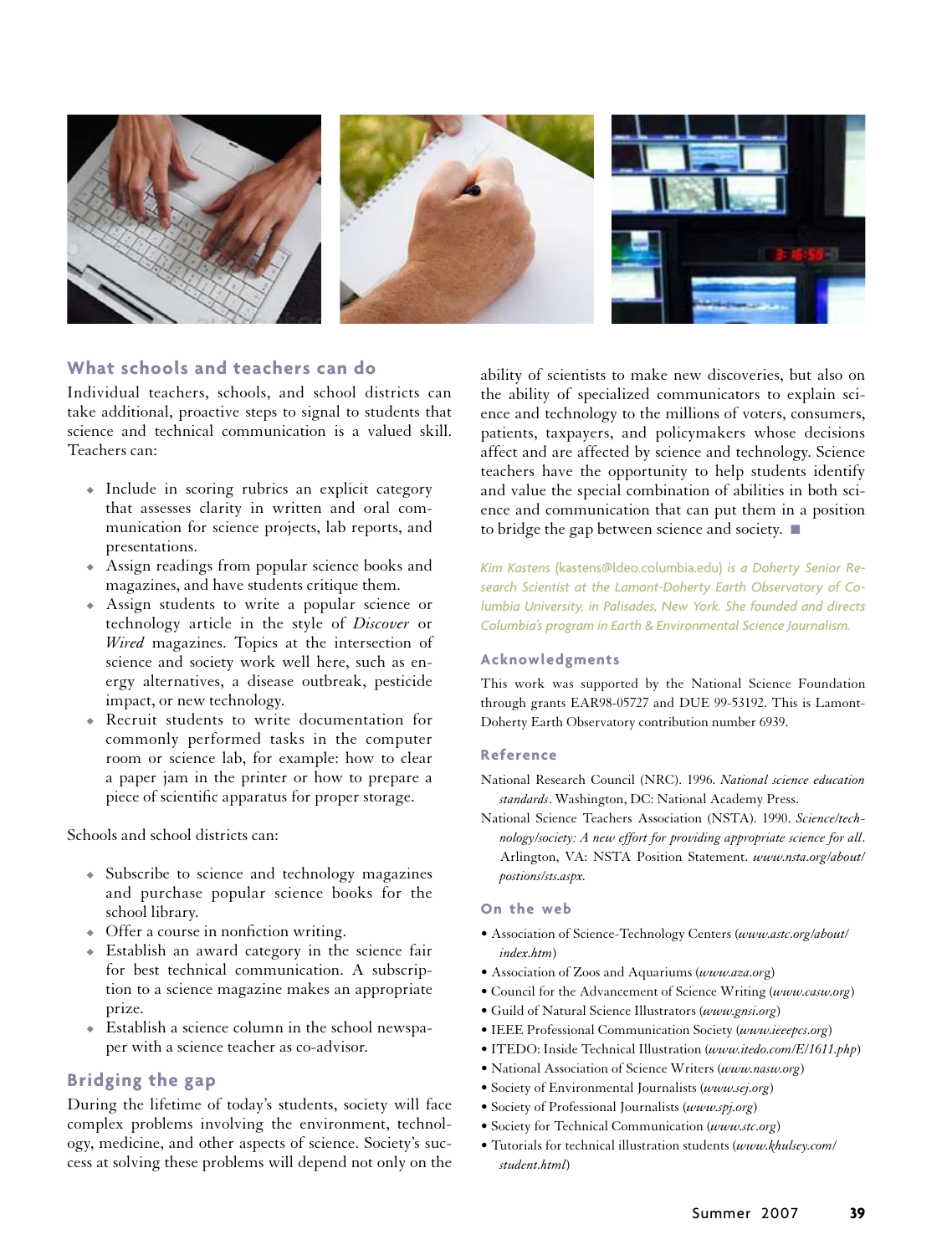## What schools and teachers can do

Individual teachers, schools, and school districts can take additional, proactive steps to signal to students that science and technical communication is a valued skill. Teachers can:

- Include in scoring rubrics an explicit category that assesses clarity in written and oral communication for science projects, lab reports, and presentations.
- Assign readings from popular science books and magazines, and have students critique them.
- Assign students to write a popular science or technology article in the style of *Discover* or *Wired* magazines. Topics at the intersection of science and society work well here, such as energy alternatives, a disease outbreak, pesticide impact, or new technology.
- Recruit students to write documentation for commonly performed tasks in the computer room or science lab, for example: how to clear a paper jam in the printer or how to prepare a piece of scientific apparatus for proper storage.

Schools and school districts can:

- Subscribe to science and technology magazines and purchase popular science books for the school library.
- Offer a course in nonfiction writing.
- Establish an award category in the science fair for best technical communication. A subscription to a science magazine makes an appropriate prize.
- Establish a science column in the school newspaper with a science teacher as co-advisor.

## Bridging the gap

During the lifetime of today's students, society will face complex problems involving the environment, technology, medicine, and other aspects of science. Society's success at solving these problems will depend not only on the ability of scientists to make new discoveries, but also on the ability of specialized communicators to explain science and technology to the millions of voters, consumers, patients, taxpayers, and policymakers whose decisions affect and are affected by science and technology. Science teachers have the opportunity to help students identify and value the special combination of abilities in both science and communication that can put them in a position to bridge the gap between science and society. ■

*Kim Kastens* (kastens@ldeo.columbia.edu) *is a Doherty Senior Research Scientist at the Lamont-Doherty Earth Observatory of Columbia University, in Palisades, New York. She founded and directs Columbia's program in Earth & Environmental Science Journalism.*

### Acknowledgments

This work was supported by the National Science Foundation through grants EAR98-05727 and DUE 99-53192. This is Lamont-Doherty Earth Observatory contribution number 6939.

### Reference

National Research Council (NRC). 1996. *National science education standards*. Washington, DC: National Academy Press.

National Science Teachers Association (NSTA). 1990. *Science/technology/society: A new effort for providing appropriate science for all*. Arlington, VA: NSTA Position Statement. *www.nsta.org/about/postions/sts.aspx.*

### On the web

- Association of Science-Technology Centers (*www.astc.org/about/index.htm*)
- Association of Zoos and Aquariums (*www.aza.org*)
- Council for the Advancement of Science Writing (*www.casw.org*)
- Guild of Natural Science Illustrators (*www.gnsi.org*)
- IEEE Professional Communication Society (*www.ieeepcs.org*)
- ITEDO: Inside Technical Illustration (*www.itedo.com/E/1611.php*)
- National Association of Science Writers (*www.nasw.org*)
- Society of Environmental Journalists (*www.sej.org*)
- Society of Professional Journalists (*www.spj.org*)
- Society for Technical Communication (*www.stc.org*)
- Tutorials for technical illustration students (*www.khulsey.com/student.html*)